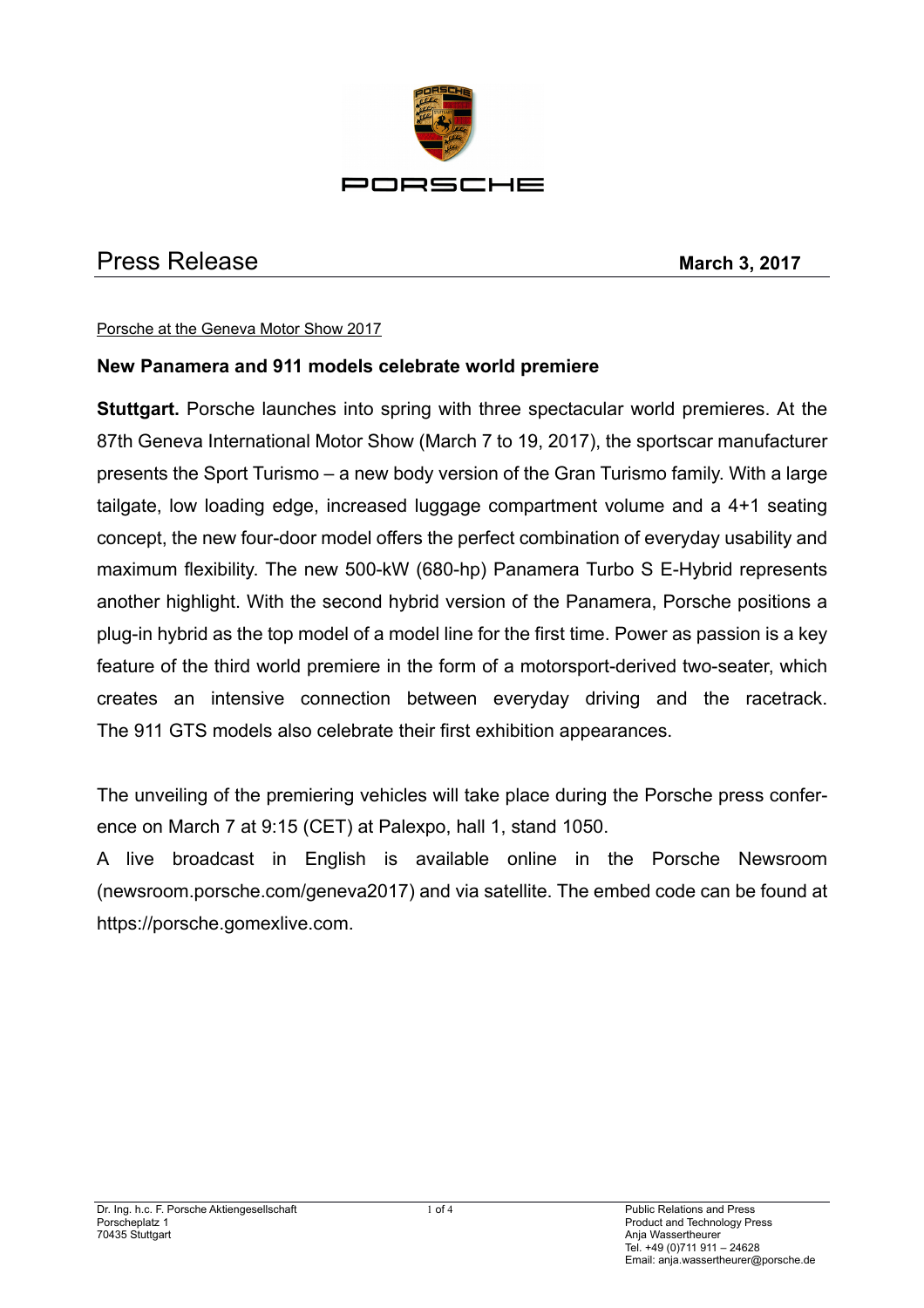# Press Release

**March 3, 2017**

Porsche at the Geneva Motor Show 2017

## New Panamera and 911 models celebrate world premiere

**Stuttgart.** Porsche launches into spring with three spectacular world premieres. At the 87th Geneva International Motor Show (March 7 to 19, 2017), the sportscar manufacturer presents the Sport Turismo – a new body version of the Gran Turismo family. With a large tailgate, low loading edge, increased luggage compartment volume and a 4+1 seating concept, the new four-door model offers the perfect combination of everyday usability and maximum flexibility. The new 500-kW (680-hp) Panamera Turbo S E-Hybrid represents another highlight. With the second hybrid version of the Panamera, Porsche positions a plug-in hybrid as the top model of a model line for the first time. Power as passion is a key feature of the third world premiere in the form of a motorsport-derived two-seater, which creates an intensive connection between everyday driving and the racetrack. The 911 GTS models also celebrate their first exhibition appearances.

The unveiling of the premiering vehicles will take place during the Porsche press conference on March 7 at 9:15 (CET) at Palexpo, hall 1, stand 1050.
A live broadcast in English is available online in the Porsche Newsroom (newsroom.porsche.com/geneva2017) and via satellite. The embed code can be found at https://porsche.gomexlive.com.

Dr. Ing. h.c. F. Porsche Aktiengesellschaft
Porscheplatz 1
70435 Stuttgart

Public Relations and Press
Product and Technology Press
Anja Wassertheurer
Tel. +49 (0)711 911 – 24628
Email: anja.wassertheurer@porsche.de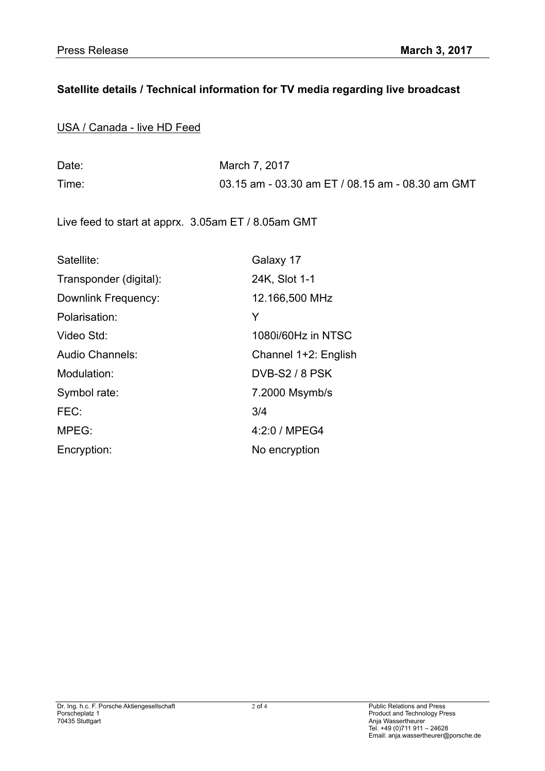## Satellite details / Technical information for TV media regarding live broadcast

USA / Canada - live HD Feed

| | |
|---|---|
| Date: | March 7, 2017 |
| Time: | 03.15 am - 03.30 am ET / 08.15 am - 08.30 am GMT |

Live feed to start at apprx. 3.05am ET / 8.05am GMT

| | |
|---|---|
| Satellite: | Galaxy 17 |
| Transponder (digital): | 24K, Slot 1-1 |
| Downlink Frequency: | 12.166,500 MHz |
| Polarisation: | Y |
| Video Std: | 1080i/60Hz in NTSC |
| Audio Channels: | Channel 1+2: English |
| Modulation: | DVB-S2 / 8 PSK |
| Symbol rate: | 7.2000 Msymb/s |
| FEC: | 3/4 |
| MPEG: | 4:2:0 / MPEG4 |
| Encryption: | No encryption |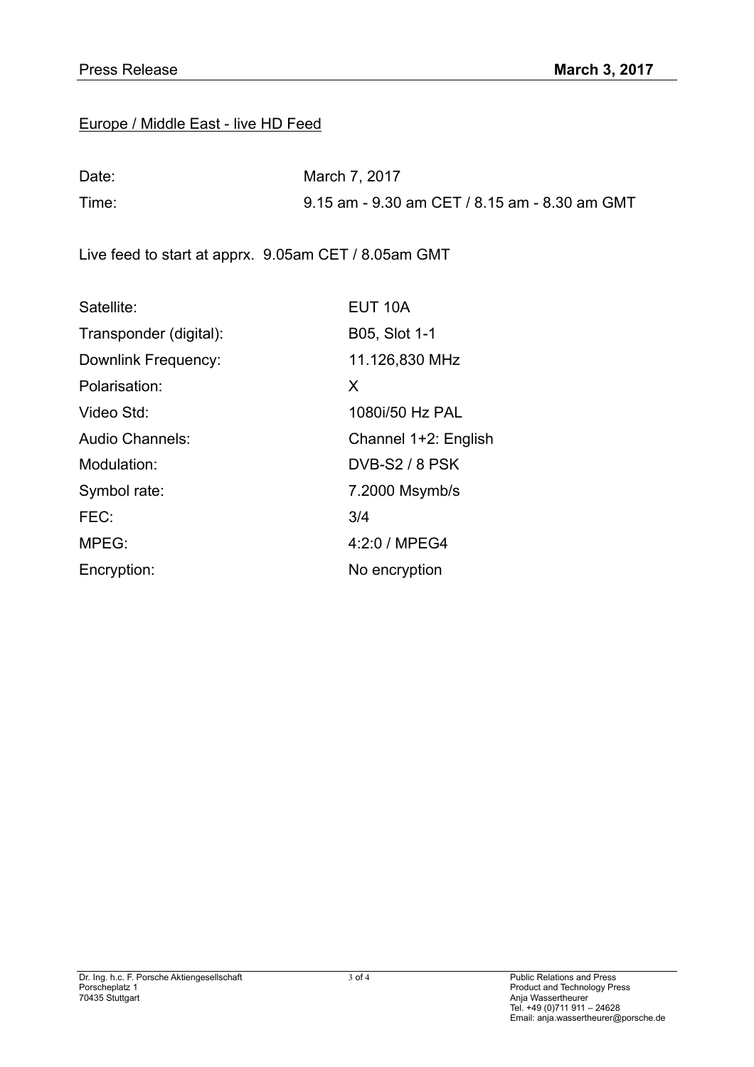Europe / Middle East - live HD Feed

| | |
|---|---|
| Date: | March 7, 2017 |
| Time: | 9.15 am - 9.30 am CET / 8.15 am - 8.30 am GMT |

Live feed to start at apprx. 9.05am CET / 8.05am GMT

| | |
|---|---|
| Satellite: | EUT 10A |
| Transponder (digital): | B05, Slot 1-1 |
| Downlink Frequency: | 11.126,830 MHz |
| Polarisation: | X |
| Video Std: | 1080i/50 Hz PAL |
| Audio Channels: | Channel 1+2: English |
| Modulation: | DVB-S2 / 8 PSK |
| Symbol rate: | 7.2000 Msymb/s |
| FEC: | 3/4 |
| MPEG: | 4:2:0 / MPEG4 |
| Encryption: | No encryption |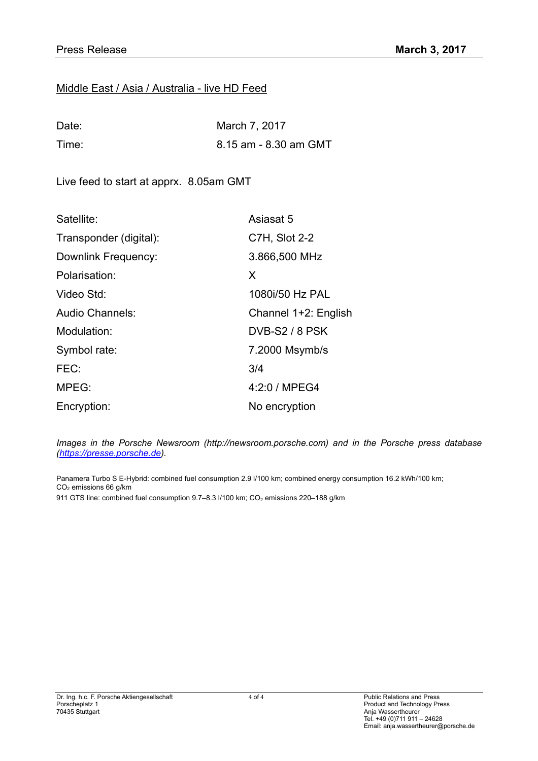Middle East / Asia / Australia - live HD Feed

| | |
|---|---|
| Date: | March 7, 2017 |
| Time: | 8.15 am - 8.30 am GMT |

Live feed to start at apprx.  8.05am GMT

| | |
|---|---|
| Satellite: | Asiasat 5 |
| Transponder (digital): | C7H, Slot 2-2 |
| Downlink Frequency: | 3.866,500 MHz |
| Polarisation: | X |
| Video Std: | 1080i/50 Hz PAL |
| Audio Channels: | Channel 1+2: English |
| Modulation: | DVB-S2 / 8 PSK |
| Symbol rate: | 7.2000 Msymb/s |
| FEC: | 3/4 |
| MPEG: | 4:2:0 / MPEG4 |
| Encryption: | No encryption |

*Images in the Porsche Newsroom (http://newsroom.porsche.com) and in the Porsche press database (https://presse.porsche.de).*

Panamera Turbo S E-Hybrid: combined fuel consumption 2.9 l/100 km; combined energy consumption 16.2 kWh/100 km; $CO_2$ emissions 66 g/km

911 GTS line: combined fuel consumption 9.7–8.3 l/100 km; $CO_2$ emissions 220–188 g/km

Dr. Ing. h.c. F. Porsche Aktiengesellschaft
Porscheplatz 1
70435 Stuttgart

Public Relations and Press
Product and Technology Press
Anja Wassertheurer
Tel. +49 (0)711 911 – 24628
Email: anja.wassertheurer@porsche.de